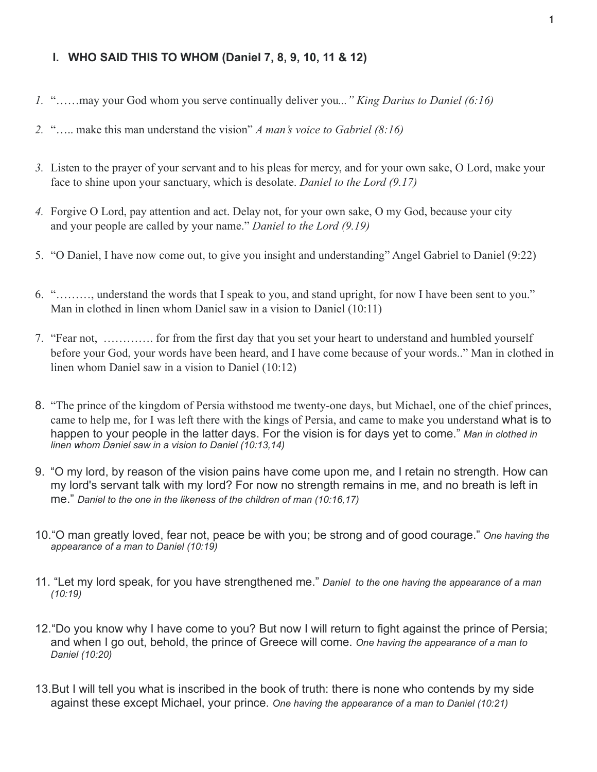## I. WHO SAID THIS TO WHOM (Daniel 7, 8, 9, 10, 11 & 12)

1. "……may your God whom you serve continually deliver you*..." King Darius to Daniel (6:16)*

2. "….. make this man understand the vision" *A man's voice to Gabriel (8:16)*

3. Listen to the prayer of your servant and to his pleas for mercy, and for your own sake, O Lord, make your face to shine upon your sanctuary, which is desolate. *Daniel to the Lord (9.17)*

4. Forgive O Lord, pay attention and act. Delay not, for your own sake, O my God, because your city and your people are called by your name." *Daniel to the Lord (9.19)*

5. "O Daniel, I have now come out, to give you insight and understanding" Angel Gabriel to Daniel (9:22)

6. "………, understand the words that I speak to you, and stand upright, for now I have been sent to you." Man in clothed in linen whom Daniel saw in a vision to Daniel (10:11)

7. "Fear not, …………. for from the first day that you set your heart to understand and humbled yourself before your God, your words have been heard, and I have come because of your words.." Man in clothed in linen whom Daniel saw in a vision to Daniel (10:12)

8. "The prince of the kingdom of Persia withstood me twenty-one days, but Michael, one of the chief princes, came to help me, for I was left there with the kings of Persia, and came to make you understand what is to happen to your people in the latter days. For the vision is for days yet to come." *Man in clothed in linen whom Daniel saw in a vision to Daniel (10:13,14)*

9. "O my lord, by reason of the vision pains have come upon me, and I retain no strength. How can my lord's servant talk with my lord? For now no strength remains in me, and no breath is left in me." *Daniel to the one in the likeness of the children of man (10:16,17)*

10. "O man greatly loved, fear not, peace be with you; be strong and of good courage." *One having the appearance of a man to Daniel (10:19)*

11. "Let my lord speak, for you have strengthened me." *Daniel to the one having the appearance of a man (10:19)*

12. "Do you know why I have come to you? But now I will return to fight against the prince of Persia; and when I go out, behold, the prince of Greece will come. *One having the appearance of a man to Daniel (10:20)*

13. But I will tell you what is inscribed in the book of truth: there is none who contends by my side against these except Michael, your prince. *One having the appearance of a man to Daniel (10:21)*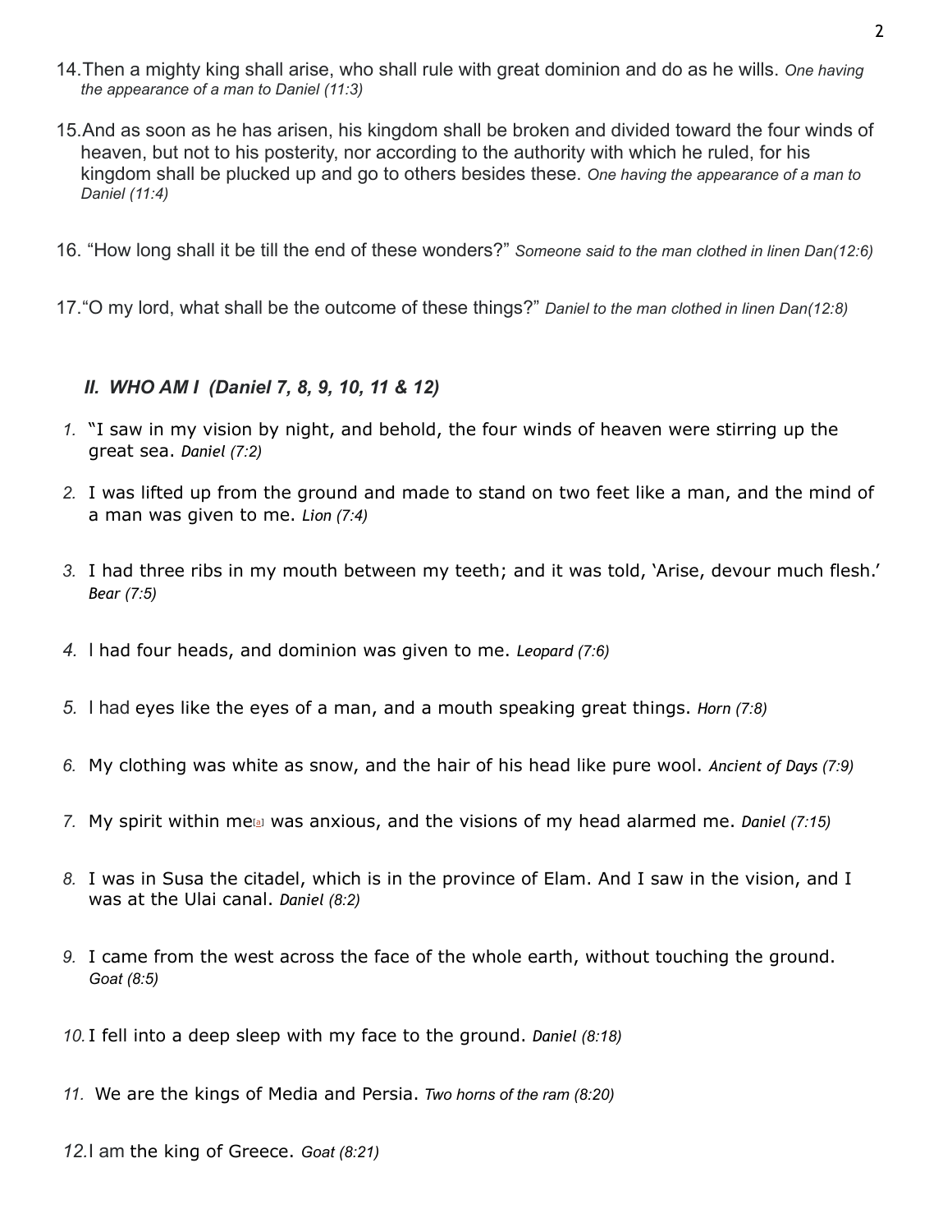14. Then a mighty king shall arise, who shall rule with great dominion and do as he wills. *One having the appearance of a man to Daniel (11:3)*

15. And as soon as he has arisen, his kingdom shall be broken and divided toward the four winds of heaven, but not to his posterity, nor according to the authority with which he ruled, for his kingdom shall be plucked up and go to others besides these. *One having the appearance of a man to Daniel (11:4)*

16. "How long shall it be till the end of these wonders?" *Someone said to the man clothed in linen Dan(12:6)*

17. "O my lord, what shall be the outcome of these things?" *Daniel to the man clothed in linen Dan(12:8)*

### *II. WHO AM I (Daniel 7, 8, 9, 10, 11 & 12)*

1. "I saw in my vision by night, and behold, the four winds of heaven were stirring up the great sea. *Daniel (7:2)*

2. I was lifted up from the ground and made to stand on two feet like a man, and the mind of a man was given to me. *Lion (7:4)*

3. I had three ribs in my mouth between my teeth; and it was told, 'Arise, devour much flesh.' *Bear (7:5)*

4. I had four heads, and dominion was given to me. *Leopard (7:6)*

5. I had eyes like the eyes of a man, and a mouth speaking great things. *Horn (7:8)*

6. My clothing was white as snow, and the hair of his head like pure wool. *Ancient of Days (7:9)*

7. My spirit within me[a] was anxious, and the visions of my head alarmed me. *Daniel (7:15)*

8. I was in Susa the citadel, which is in the province of Elam. And I saw in the vision, and I was at the Ulai canal. *Daniel (8:2)*

9. I came from the west across the face of the whole earth, without touching the ground. *Goat (8:5)*

10. I fell into a deep sleep with my face to the ground. *Daniel (8:18)*

11. We are the kings of Media and Persia. *Two horns of the ram (8:20)*

12. I am the king of Greece. *Goat (8:21)*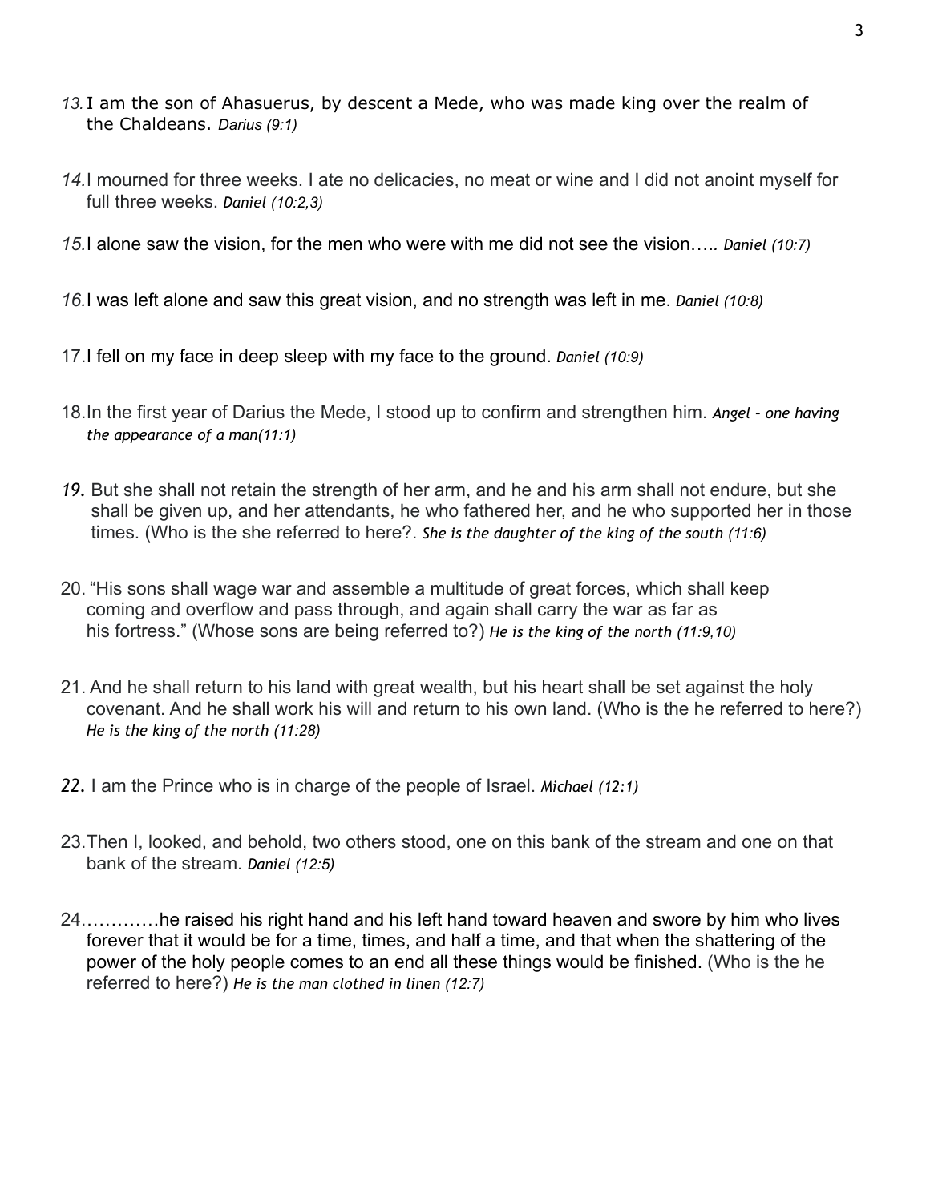13. I am the son of Ahasuerus, by descent a Mede, who was made king over the realm of the Chaldeans. *Darius (9:1)*

14. I mourned for three weeks. I ate no delicacies, no meat or wine and I did not anoint myself for full three weeks. *Daniel (10:2,3)*

15. I alone saw the vision, for the men who were with me did not see the vision….. *Daniel (10:7)*

16. I was left alone and saw this great vision, and no strength was left in me. *Daniel (10:8)*

17. I fell on my face in deep sleep with my face to the ground. *Daniel (10:9)*

18. In the first year of Darius the Mede, I stood up to confirm and strengthen him. *Angel - one having the appearance of a man(11:1)*

19. But she shall not retain the strength of her arm, and he and his arm shall not endure, but she shall be given up, and her attendants, he who fathered her, and he who supported her in those times. (Who is the she referred to here?. *She is the daughter of the king of the south (11:6)*

20. "His sons shall wage war and assemble a multitude of great forces, which shall keep coming and overflow and pass through, and again shall carry the war as far as his fortress." (Whose sons are being referred to?) *He is the king of the north (11:9,10)*

21. And he shall return to his land with great wealth, but his heart shall be set against the holy covenant. And he shall work his will and return to his own land. (Who is the he referred to here?) *He is the king of the north (11:28)*

22. I am the Prince who is in charge of the people of Israel. *Michael (12:1)*

23. Then I, looked, and behold, two others stood, one on this bank of the stream and one on that bank of the stream. *Daniel (12:5)*

24. …………he raised his right hand and his left hand toward heaven and swore by him who lives forever that it would be for a time, times, and half a time, and that when the shattering of the power of the holy people comes to an end all these things would be finished. (Who is the he referred to here?) *He is the man clothed in linen (12:7)*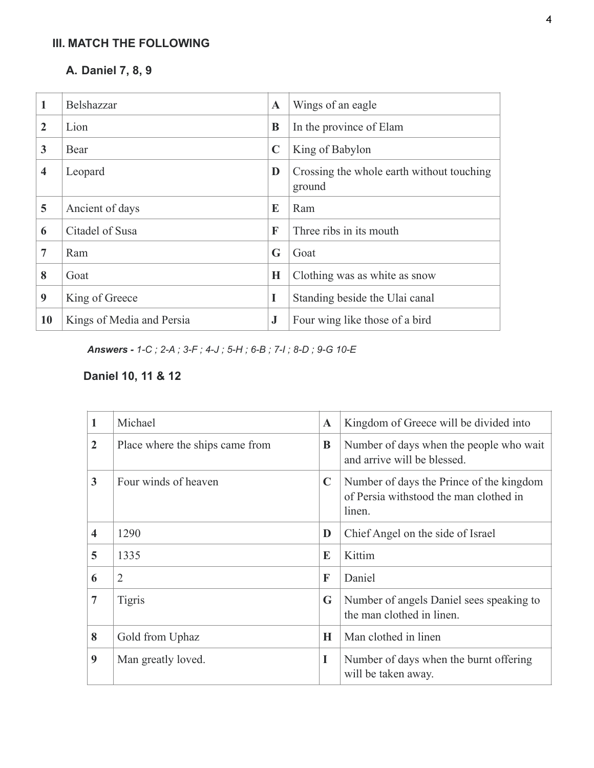## III. MATCH THE FOLLOWING

### A. Daniel 7, 8, 9

| 1 | Belshazzar | A | Wings of an eagle |
|---|---|---|---|
| 2 | Lion | B | In the province of Elam |
| 3 | Bear | C | King of Babylon |
| 4 | Leopard | D | Crossing the whole earth without touching ground |
| 5 | Ancient of days | E | Ram |
| 6 | Citadel of Susa | F | Three ribs in its mouth |
| 7 | Ram | G | Goat |
| 8 | Goat | H | Clothing was as white as snow |
| 9 | King of Greece | I | Standing beside the Ulai canal |
| 10 | Kings of Media and Persia | J | Four wing like those of a bird |

***Answers -*** *1-C ; 2-A ; 3-F ; 4-J ; 5-H ; 6-B ; 7-I ; 8-D ; 9-G 10-E*

### Daniel 10, 11 & 12

| 1 | Michael | A | Kingdom of Greece will be divided into |
|---|---|---|---|
| 2 | Place where the ships came from | B | Number of days when the people who wait and arrive will be blessed. |
| 3 | Four winds of heaven | C | Number of days the Prince of the kingdom of Persia withstood the man clothed in linen. |
| 4 | 1290 | D | Chief Angel on the side of Israel |
| 5 | 1335 | E | Kittim |
| 6 | 2 | F | Daniel |
| 7 | Tigris | G | Number of angels Daniel sees speaking to the man clothed in linen. |
| 8 | Gold from Uphaz | H | Man clothed in linen |
| 9 | Man greatly loved. | I | Number of days when the burnt offering will be taken away. |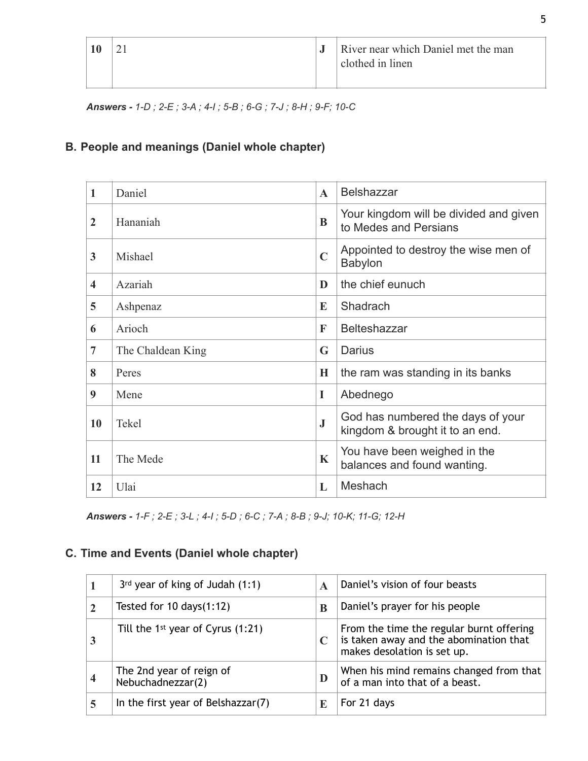| 10 | 21 | J | River near which Daniel met the man clothed in linen |
|---|---|---|---|

***Answers -** 1-D ; 2-E ; 3-A ; 4-I ; 5-B ; 6-G ; 7-J ; 8-H ; 9-F; 10-C*

## B. People and meanings (Daniel whole chapter)

| 1 | Daniel | A | Belshazzar |
|---|---|---|---|
| 2 | Hananiah | B | Your kingdom will be divided and given to Medes and Persians |
| 3 | Mishael | C | Appointed to destroy the wise men of Babylon |
| 4 | Azariah | D | the chief eunuch |
| 5 | Ashpenaz | E | Shadrach |
| 6 | Arioch | F | Belteshazzar |
| 7 | The Chaldean King | G | Darius |
| 8 | Peres | H | the ram was standing in its banks |
| 9 | Mene | I | Abednego |
| 10 | Tekel | J | God has numbered the days of your kingdom & brought it to an end. |
| 11 | The Mede | K | You have been weighed in the balances and found wanting. |
| 12 | Ulai | L | Meshach |

***Answers -** 1-F ; 2-E ; 3-L ; 4-I ; 5-D ; 6-C ; 7-A ; 8-B ; 9-J; 10-K; 11-G; 12-H*

## C. Time and Events (Daniel whole chapter)

| 1 | 3rd year of king of Judah (1:1) | A | Daniel's vision of four beasts |
|---|---|---|---|
| 2 | Tested for 10 days(1:12) | B | Daniel's prayer for his people |
| 3 | Till the 1st year of Cyrus (1:21) | C | From the time the regular burnt offering is taken away and the abomination that makes desolation is set up. |
| 4 | The 2nd year of reign of Nebuchadnezzar(2) | D | When his mind remains changed from that of a man into that of a beast. |
| 5 | In the first year of Belshazzar(7) | E | For 21 days |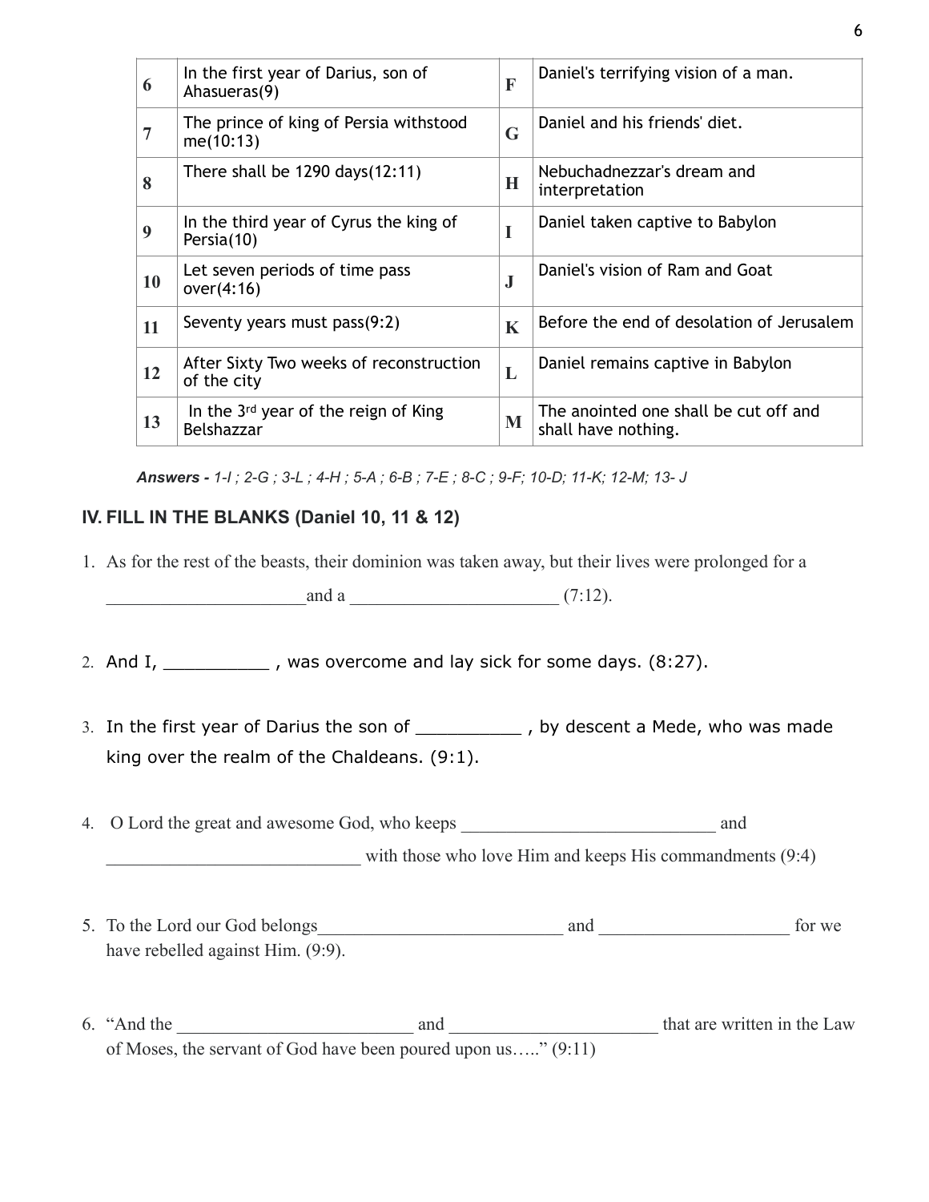| | | | |
|---|---|---|---|
| **6** | In the first year of Darius, son of Ahasueras(9) | **F** | Daniel's terrifying vision of a man. |
| **7** | The prince of king of Persia withstood me(10:13) | **G** | Daniel and his friends' diet. |
| **8** | There shall be 1290 days(12:11) | **H** | Nebuchadnezzar's dream and interpretation |
| **9** | In the third year of Cyrus the king of Persia(10) | **I** | Daniel taken captive to Babylon |
| **10** | Let seven periods of time pass over(4:16) | **J** | Daniel's vision of Ram and Goat |
| **11** | Seventy years must pass(9:2) | **K** | Before the end of desolation of Jerusalem |
| **12** | After Sixty Two weeks of reconstruction of the city | **L** | Daniel remains captive in Babylon |
| **13** | In the 3rd year of the reign of King Belshazzar | **M** | The anointed one shall be cut off and shall have nothing. |

***Answers -*** *1-I ; 2-G ; 3-L ; 4-H ; 5-A ; 6-B ; 7-E ; 8-C ; 9-F; 10-D; 11-K; 12-M; 13- J*

## IV. FILL IN THE BLANKS (Daniel 10, 11 & 12)

1. As for the rest of the beasts, their dominion was taken away, but their lives were prolonged for a _____________________and a ______________________ (7:12).

2. And I, __________ , was overcome and lay sick for some days. (8:27).

3. In the first year of Darius the son of __________ , by descent a Mede, who was made king over the realm of the Chaldeans. (9:1).

4. O Lord the great and awesome God, who keeps ___________________________ and ___________________________ with those who love Him and keeps His commandments (9:4)

5. To the Lord our God belongs___________________________ and ____________________ for we have rebelled against Him. (9:9).

6. "And the __________________________ and ______________________ that are written in the Law of Moses, the servant of God have been poured upon us….." (9:11)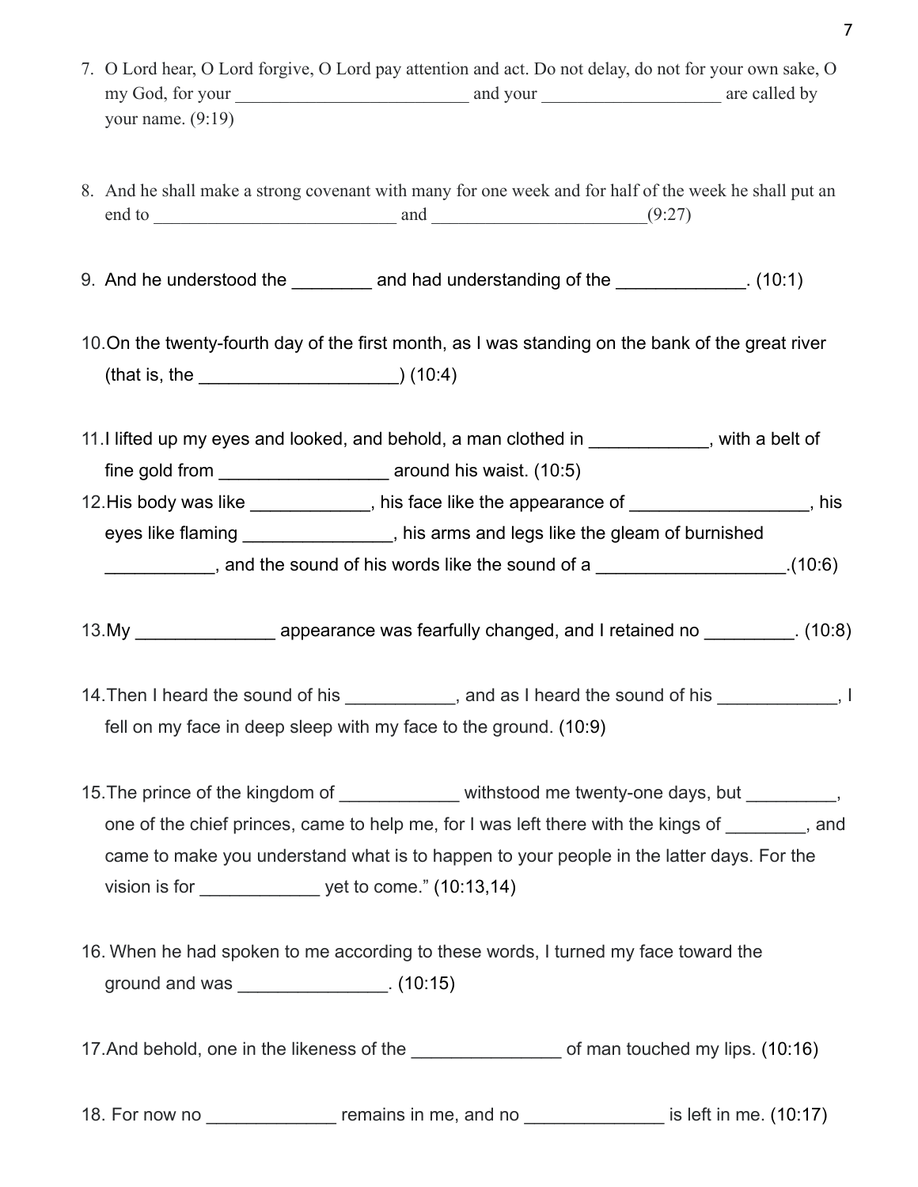7. O Lord hear, O Lord forgive, O Lord pay attention and act. Do not delay, do not for your own sake, O my God, for your __________________________ and your ____________________ are called by your name. (9:19)

8. And he shall make a strong covenant with many for one week and for half of the week he shall put an end to ___________________________ and ________________________(9:27)

9. And he understood the ________ and had understanding of the _____________. (10:1)

10. On the twenty-fourth day of the first month, as I was standing on the bank of the great river (that is, the ____________________) (10:4)

11. I lifted up my eyes and looked, and behold, a man clothed in ____________, with a belt of fine gold from _________________ around his waist. (10:5)

12. His body was like ____________, his face like the appearance of __________________, his eyes like flaming _______________, his arms and legs like the gleam of burnished ___________, and the sound of his words like the sound of a ___________________.(10:6)

13. My ______________ appearance was fearfully changed, and I retained no _________. (10:8)

14. Then I heard the sound of his ___________, and as I heard the sound of his ____________, I fell on my face in deep sleep with my face to the ground. (10:9)

15. The prince of the kingdom of ____________ withstood me twenty-one days, but _________, one of the chief princes, came to help me, for I was left there with the kings of ________, and came to make you understand what is to happen to your people in the latter days. For the vision is for ____________ yet to come." (10:13,14)

16. When he had spoken to me according to these words, I turned my face toward the ground and was _______________. (10:15)

17. And behold, one in the likeness of the _______________ of man touched my lips. (10:16)

18. For now no _____________ remains in me, and no ______________ is left in me. (10:17)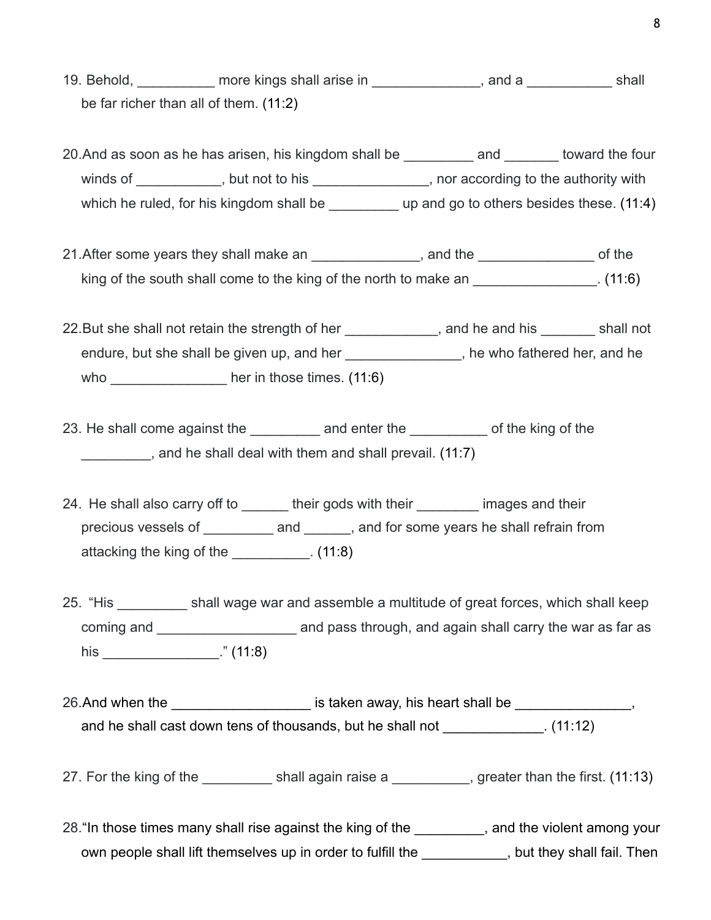19. Behold, __________ more kings shall arise in ______________, and a ___________ shall be far richer than all of them. (11:2)

20. And as soon as he has arisen, his kingdom shall be _________ and _______ toward the four winds of ___________, but not to his _______________, nor according to the authority with which he ruled, for his kingdom shall be _________ up and go to others besides these. (11:4)

21. After some years they shall make an ______________, and the _______________ of the king of the south shall come to the king of the north to make an ________________. (11:6)

22. But she shall not retain the strength of her ____________, and he and his _______ shall not endure, but she shall be given up, and her _______________, he who fathered her, and he who _______________ her in those times. (11:6)

23. He shall come against the _________ and enter the __________ of the king of the _________, and he shall deal with them and shall prevail. (11:7)

24. He shall also carry off to ______ their gods with their ________ images and their precious vessels of _________ and ______, and for some years he shall refrain from attacking the king of the __________. (11:8)

25. "His _________ shall wage war and assemble a multitude of great forces, which shall keep coming and __________________ and pass through, and again shall carry the war as far as his _______________." (11:8)

26. And when the __________________ is taken away, his heart shall be _______________, and he shall cast down tens of thousands, but he shall not _____________. (11:12)

27. For the king of the _________ shall again raise a __________, greater than the first. (11:13)

28. "In those times many shall rise against the king of the _________, and the violent among your own people shall lift themselves up in order to fulfill the ___________, but they shall fail. Then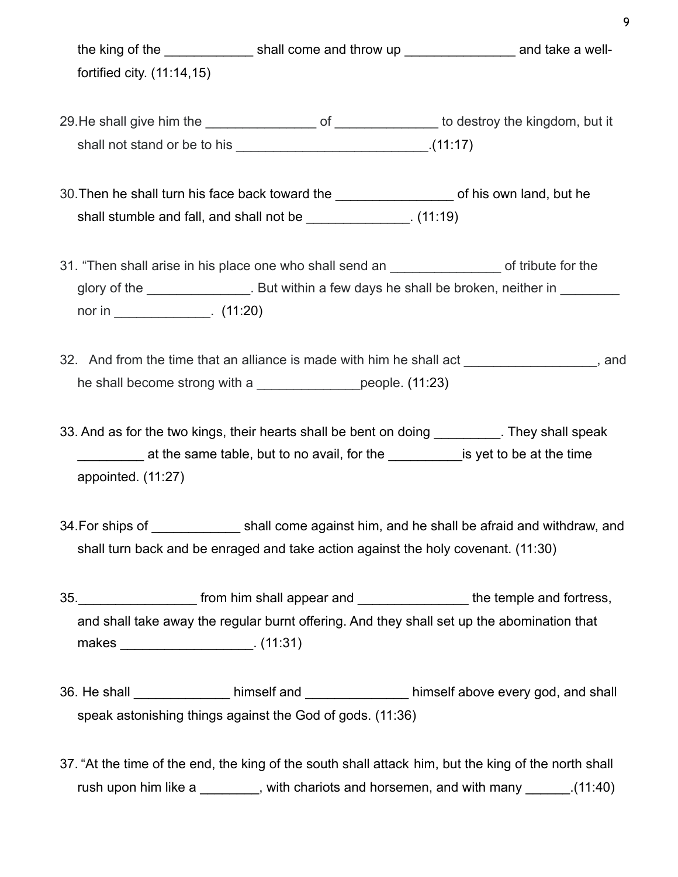the king of the ____________ shall come and throw up _______________ and take a well-fortified city. (11:14,15)

29. He shall give him the _______________ of ______________ to destroy the kingdom, but it shall not stand or be to his __________________________.(11:17)

30. Then he shall turn his face back toward the ________________ of his own land, but he shall stumble and fall, and shall not be ______________. (11:19)

31. "Then shall arise in his place one who shall send an _______________ of tribute for the glory of the ______________. But within a few days he shall be broken, neither in ________ nor in _____________. (11:20)

32. And from the time that an alliance is made with him he shall act __________________, and he shall become strong with a ______________people. (11:23)

33. And as for the two kings, their hearts shall be bent on doing _________. They shall speak _________ at the same table, but to no avail, for the __________is yet to be at the time appointed. (11:27)

34. For ships of ____________ shall come against him, and he shall be afraid and withdraw, and shall turn back and be enraged and take action against the holy covenant. (11:30)

35. ________________ from him shall appear and _______________ the temple and fortress, and shall take away the regular burnt offering. And they shall set up the abomination that makes __________________. (11:31)

36. He shall _____________ himself and ______________ himself above every god, and shall speak astonishing things against the God of gods. (11:36)

37. "At the time of the end, the king of the south shall attack him, but the king of the north shall rush upon him like a ________, with chariots and horsemen, and with many ______.(11:40)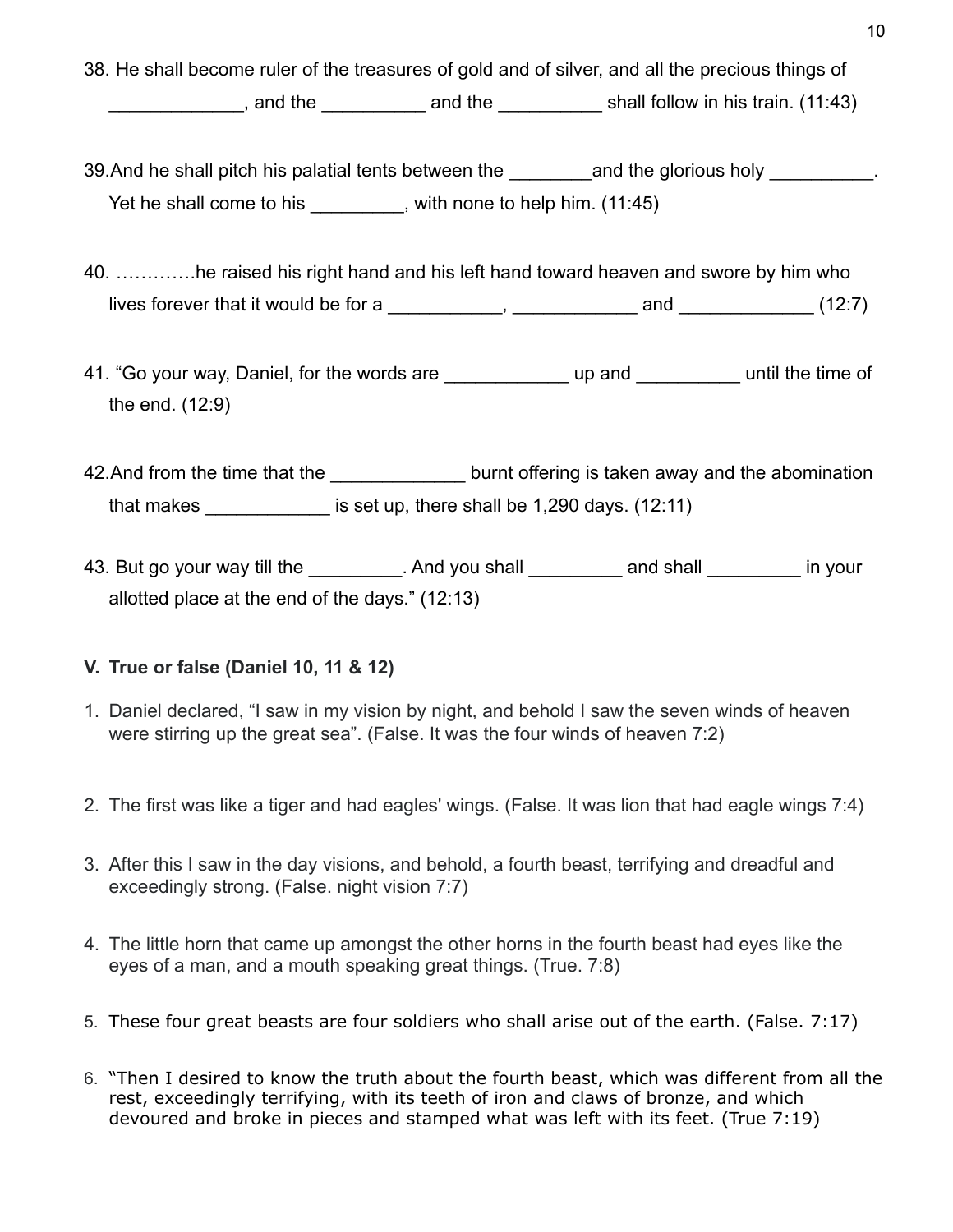38. He shall become ruler of the treasures of gold and of silver, and all the precious things of _____________, and the __________ and the __________ shall follow in his train. (11:43)

39. And he shall pitch his palatial tents between the ________and the glorious holy __________. Yet he shall come to his _________, with none to help him. (11:45)

40. ………….he raised his right hand and his left hand toward heaven and swore by him who lives forever that it would be for a ___________, ____________ and _____________ (12:7)

41. "Go your way, Daniel, for the words are ____________ up and __________ until the time of the end. (12:9)

42. And from the time that the _____________ burnt offering is taken away and the abomination that makes ____________ is set up, there shall be 1,290 days. (12:11)

43. But go your way till the _________. And you shall _________ and shall _________ in your allotted place at the end of the days." (12:13)

### V. True or false (Daniel 10, 11 & 12)

1. Daniel declared, "I saw in my vision by night, and behold I saw the seven winds of heaven were stirring up the great sea". (False. It was the four winds of heaven 7:2)

2. The first was like a tiger and had eagles' wings. (False. It was lion that had eagle wings 7:4)

3. After this I saw in the day visions, and behold, a fourth beast, terrifying and dreadful and exceedingly strong. (False. night vision 7:7)

4. The little horn that came up amongst the other horns in the fourth beast had eyes like the eyes of a man, and a mouth speaking great things. (True. 7:8)

5. These four great beasts are four soldiers who shall arise out of the earth. (False. 7:17)

6. "Then I desired to know the truth about the fourth beast, which was different from all the rest, exceedingly terrifying, with its teeth of iron and claws of bronze, and which devoured and broke in pieces and stamped what was left with its feet. (True 7:19)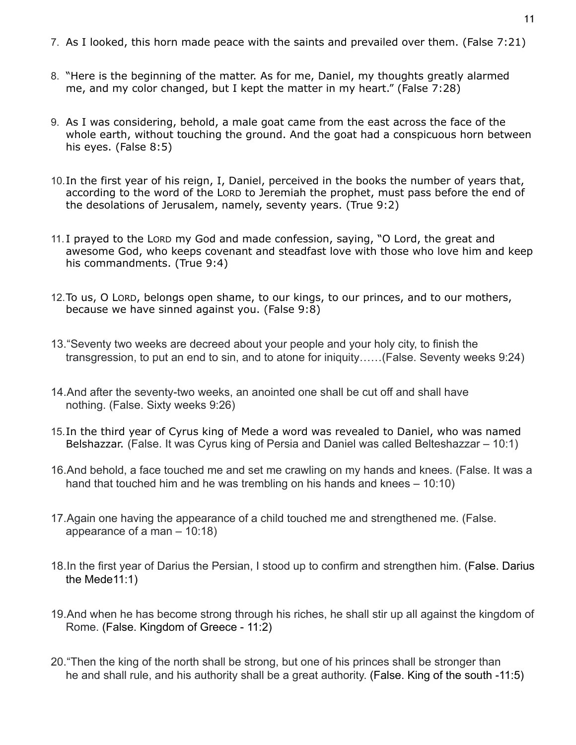7. As I looked, this horn made peace with the saints and prevailed over them. (False 7:21)

8. "Here is the beginning of the matter. As for me, Daniel, my thoughts greatly alarmed me, and my color changed, but I kept the matter in my heart." (False 7:28)

9. As I was considering, behold, a male goat came from the east across the face of the whole earth, without touching the ground. And the goat had a conspicuous horn between his eyes. (False 8:5)

10. In the first year of his reign, I, Daniel, perceived in the books the number of years that, according to the word of the LORD to Jeremiah the prophet, must pass before the end of the desolations of Jerusalem, namely, seventy years. (True 9:2)

11. I prayed to the LORD my God and made confession, saying, "O Lord, the great and awesome God, who keeps covenant and steadfast love with those who love him and keep his commandments. (True 9:4)

12. To us, O LORD, belongs open shame, to our kings, to our princes, and to our mothers, because we have sinned against you. (False 9:8)

13. "Seventy two weeks are decreed about your people and your holy city, to finish the transgression, to put an end to sin, and to atone for iniquity……(False. Seventy weeks 9:24)

14. And after the seventy-two weeks, an anointed one shall be cut off and shall have nothing. (False. Sixty weeks 9:26)

15. In the third year of Cyrus king of Mede a word was revealed to Daniel, who was named Belshazzar. (False. It was Cyrus king of Persia and Daniel was called Belteshazzar – 10:1)

16. And behold, a face touched me and set me crawling on my hands and knees. (False. It was a hand that touched him and he was trembling on his hands and knees – 10:10)

17. Again one having the appearance of a child touched me and strengthened me. (False. appearance of a man – 10:18)

18. In the first year of Darius the Persian, I stood up to confirm and strengthen him. (False. Darius the Mede11:1)

19. And when he has become strong through his riches, he shall stir up all against the kingdom of Rome. (False. Kingdom of Greece - 11:2)

20. "Then the king of the north shall be strong, but one of his princes shall be stronger than he and shall rule, and his authority shall be a great authority. (False. King of the south -11:5)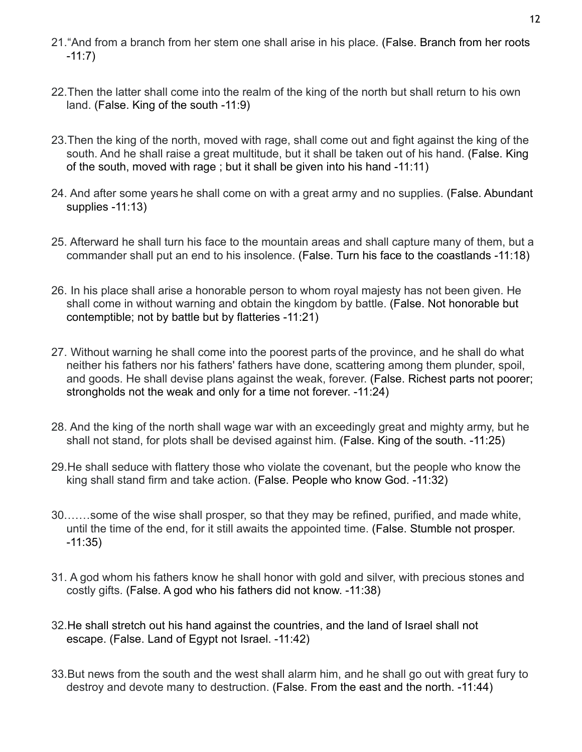21. “And from a branch from her stem one shall arise in his place. (False. Branch from her roots -11:7)

22. Then the latter shall come into the realm of the king of the north but shall return to his own land. (False. King of the south -11:9)

23. Then the king of the north, moved with rage, shall come out and fight against the king of the south. And he shall raise a great multitude, but it shall be taken out of his hand. (False. King of the south, moved with rage ; but it shall be given into his hand -11:11)

24. And after some years he shall come on with a great army and no supplies. (False. Abundant supplies -11:13)

25. Afterward he shall turn his face to the mountain areas and shall capture many of them, but a commander shall put an end to his insolence. (False. Turn his face to the coastlands -11:18)

26. In his place shall arise a honorable person to whom royal majesty has not been given. He shall come in without warning and obtain the kingdom by battle. (False. Not honorable but contemptible; not by battle but by flatteries -11:21)

27. Without warning he shall come into the poorest parts of the province, and he shall do what neither his fathers nor his fathers' fathers have done, scattering among them plunder, spoil, and goods. He shall devise plans against the weak, forever. (False. Richest parts not poorer; strongholds not the weak and only for a time not forever. -11:24)

28. And the king of the north shall wage war with an exceedingly great and mighty army, but he shall not stand, for plots shall be devised against him. (False. King of the south. -11:25)

29. He shall seduce with flattery those who violate the covenant, but the people who know the king shall stand firm and take action. (False. People who know God. -11:32)

30. …….some of the wise shall prosper, so that they may be refined, purified, and made white, until the time of the end, for it still awaits the appointed time. (False. Stumble not prosper. -11:35)

31. A god whom his fathers know he shall honor with gold and silver, with precious stones and costly gifts. (False. A god who his fathers did not know. -11:38)

32. He shall stretch out his hand against the countries, and the land of Israel shall not escape. (False. Land of Egypt not Israel. -11:42)

33. But news from the south and the west shall alarm him, and he shall go out with great fury to destroy and devote many to destruction. (False. From the east and the north. -11:44)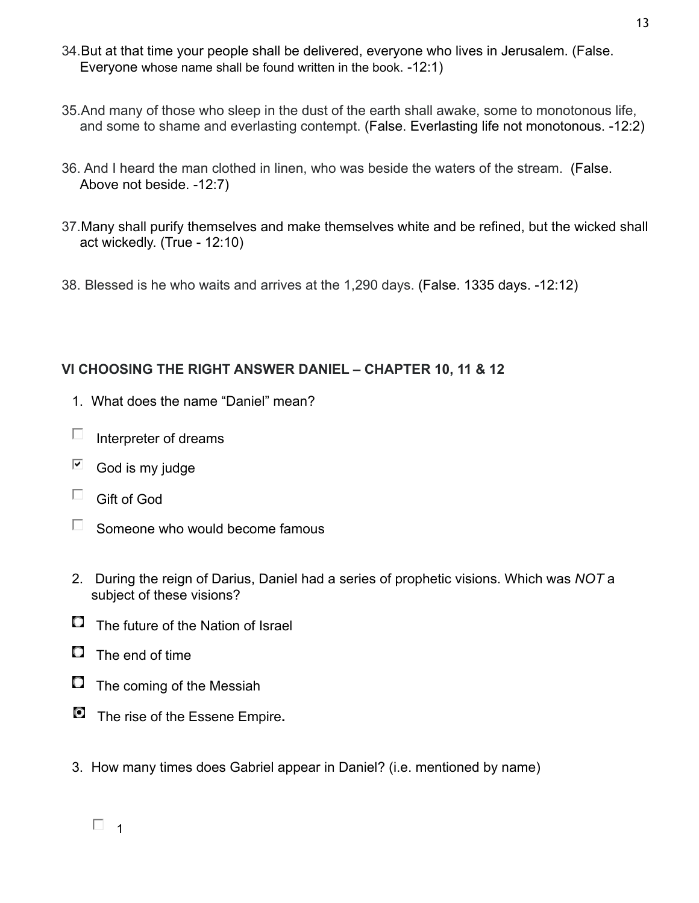34. But at that time your people shall be delivered, everyone who lives in Jerusalem. (False. Everyone whose name shall be found written in the book. -12:1)

35. And many of those who sleep in the dust of the earth shall awake, some to monotonous life, and some to shame and everlasting contempt. (False. Everlasting life not monotonous. -12:2)

36. And I heard the man clothed in linen, who was beside the waters of the stream. (False. Above not beside. -12:7)

37. Many shall purify themselves and make themselves white and be refined, but the wicked shall act wickedly. (True - 12:10)

38. Blessed is he who waits and arrives at the 1,290 days. (False. 1335 days. -12:12)

**VI CHOOSING THE RIGHT ANSWER DANIEL – CHAPTER 10, 11 & 12**

1. What does the name "Daniel" mean?

- [ ] Interpreter of dreams
- [x] God is my judge
- [ ] Gift of God
- [ ] Someone who would become famous

2. During the reign of Darius, Daniel had a series of prophetic visions. Which was *NOT* a subject of these visions?

- ○ The future of the Nation of Israel
- ○ The end of time
- ○ The coming of the Messiah
- ● The rise of the Essene Empire**.**

3. How many times does Gabriel appear in Daniel? (i.e. mentioned by name)

- [ ] 1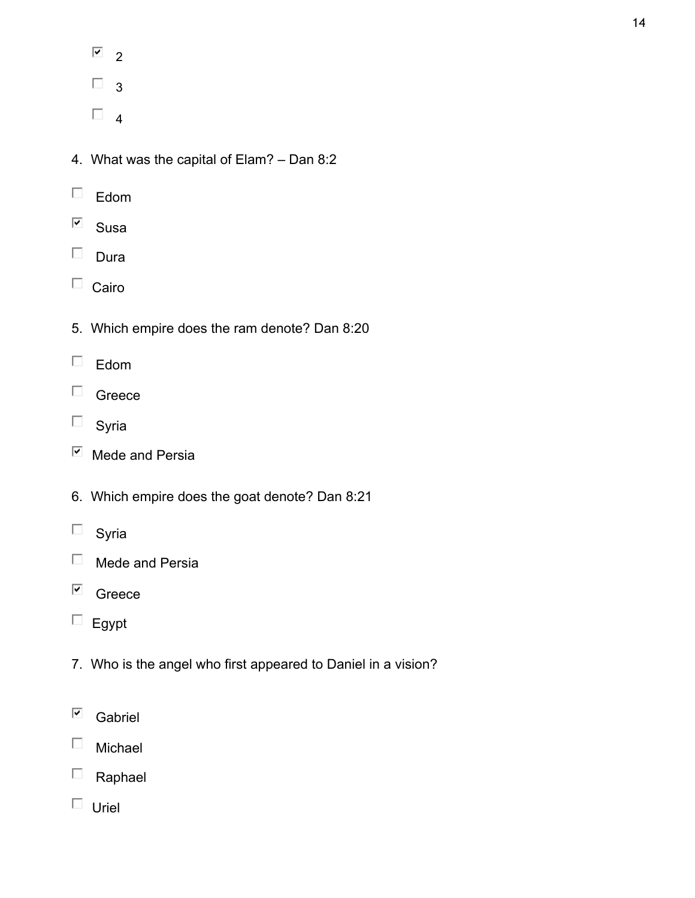- [x] 2
- [ ] 3
- [ ] 4

4. What was the capital of Elam? – Dan 8:2

- [ ] Edom
- [x] Susa
- [ ] Dura
- [ ] Cairo

5. Which empire does the ram denote? Dan 8:20

- [ ] Edom
- [ ] Greece
- [ ] Syria
- [x] Mede and Persia

6. Which empire does the goat denote? Dan 8:21

- [ ] Syria
- [ ] Mede and Persia
- [x] Greece
- [ ] Egypt

7. Who is the angel who first appeared to Daniel in a vision?

- [x] Gabriel
- [ ] Michael
- [ ] Raphael
- [ ] Uriel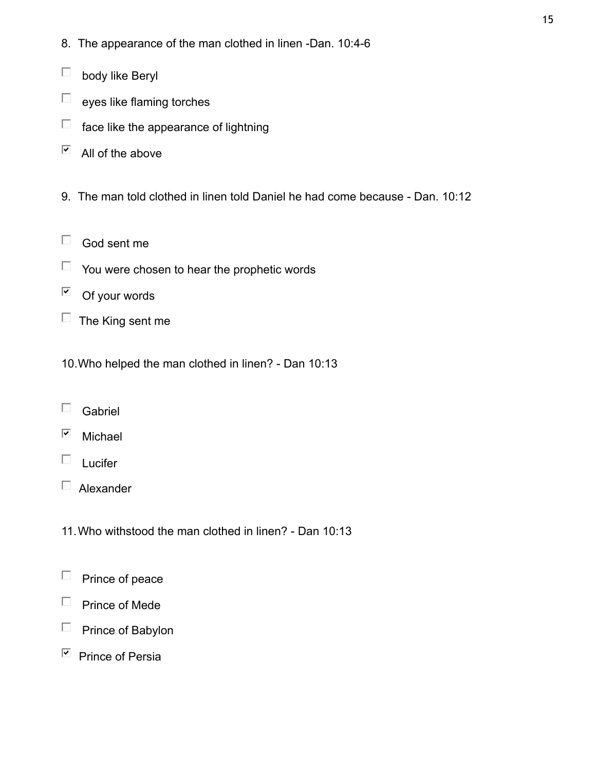8. The appearance of the man clothed in linen -Dan. 10:4-6

- [ ] body like Beryl
- [ ] eyes like flaming torches
- [ ] face like the appearance of lightning
- [x] All of the above

9. The man told clothed in linen told Daniel he had come because - Dan. 10:12

- [ ] God sent me
- [ ] You were chosen to hear the prophetic words
- [x] Of your words
- [ ] The King sent me

10. Who helped the man clothed in linen? - Dan 10:13

- [ ] Gabriel
- [x] Michael
- [ ] Lucifer
- [ ] Alexander

11. Who withstood the man clothed in linen? - Dan 10:13

- [ ] Prince of peace
- [ ] Prince of Mede
- [ ] Prince of Babylon
- [x] Prince of Persia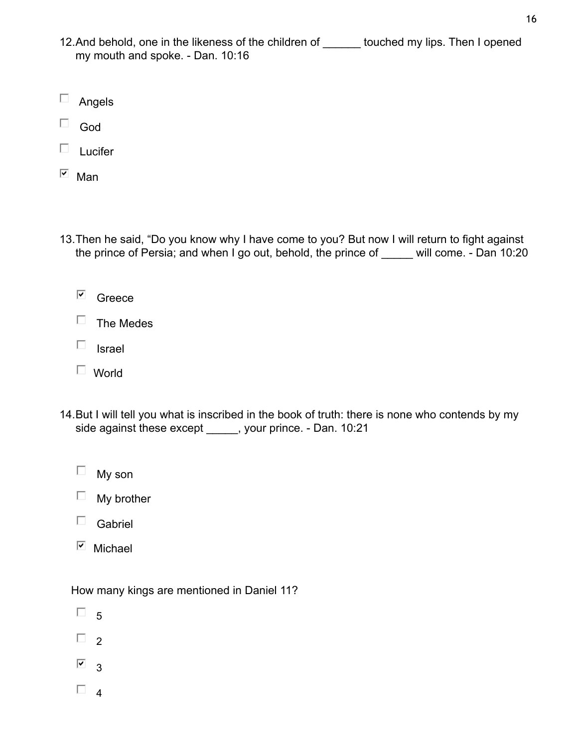12. And behold, one in the likeness of the children of ______ touched my lips. Then I opened my mouth and spoke. - Dan. 10:16

- [ ] Angels
- [ ] God
- [ ] Lucifer
- [x] Man

13. Then he said, “Do you know why I have come to you? But now I will return to fight against the prince of Persia; and when I go out, behold, the prince of _____ will come. - Dan 10:20

- [x] Greece
- [ ] The Medes
- [ ] Israel
- [ ] World

14. But I will tell you what is inscribed in the book of truth: there is none who contends by my side against these except _____, your prince. - Dan. 10:21

- [ ] My son
- [ ] My brother
- [ ] Gabriel
- [x] Michael

How many kings are mentioned in Daniel 11?

- [ ] 5
- [ ] 2
- [x] 3
- [ ] 4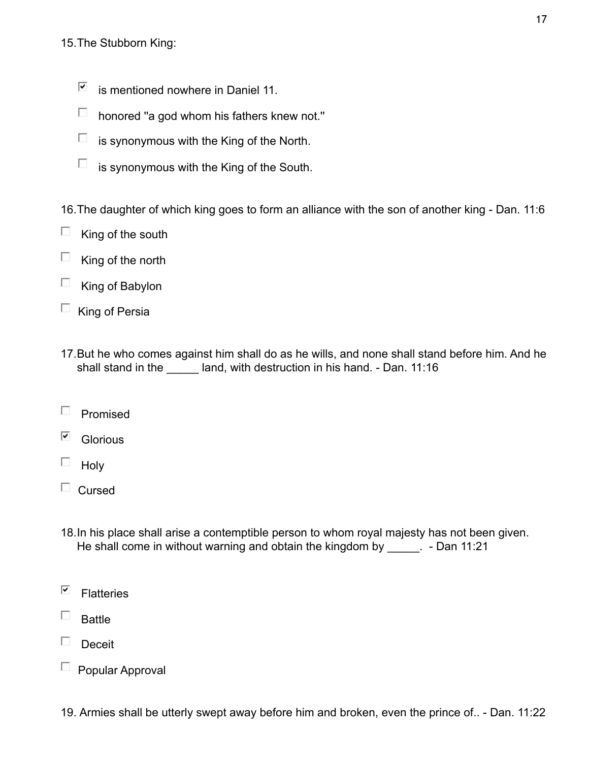15. The Stubborn King:

- [x] is mentioned nowhere in Daniel 11.
- [ ] honored "a god whom his fathers knew not."
- [ ] is synonymous with the King of the North.
- [ ] is synonymous with the King of the South.

16. The daughter of which king goes to form an alliance with the son of another king - Dan. 11:6

- [ ] King of the south
- [ ] King of the north
- [ ] King of Babylon
- [ ] King of Persia

17. But he who comes against him shall do as he wills, and none shall stand before him. And he shall stand in the _____ land, with destruction in his hand. - Dan. 11:16

- [ ] Promised
- [x] Glorious
- [ ] Holy
- [ ] Cursed

18. In his place shall arise a contemptible person to whom royal majesty has not been given. He shall come in without warning and obtain the kingdom by _____. - Dan 11:21

- [x] Flatteries
- [ ] Battle
- [ ] Deceit
- [ ] Popular Approval

19. Armies shall be utterly swept away before him and broken, even the prince of.. - Dan. 11:22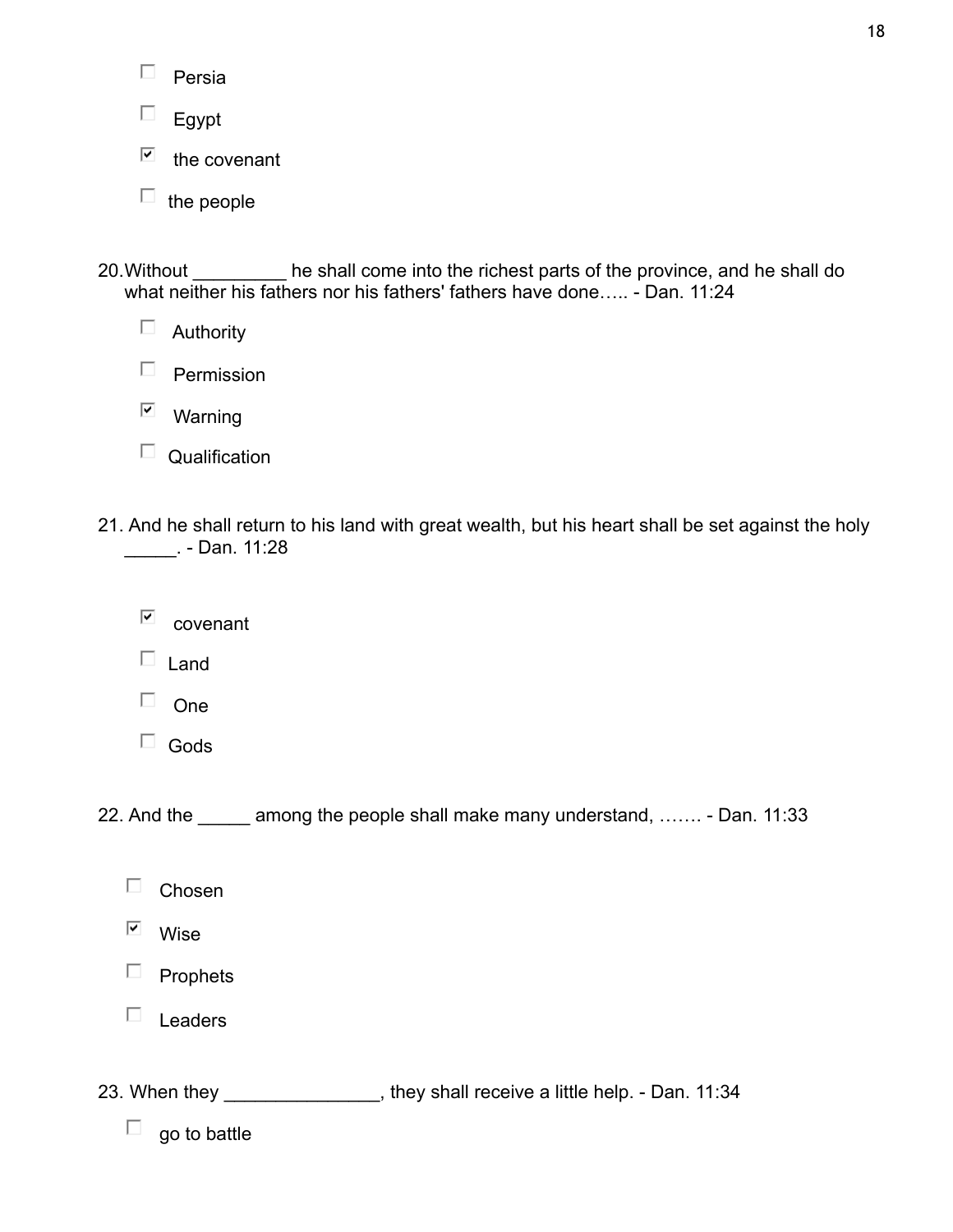- [ ] Persia
- [ ] Egypt
- [x] the covenant
- [ ] the people

20. Without _________ he shall come into the richest parts of the province, and he shall do what neither his fathers nor his fathers' fathers have done….. - Dan. 11:24

- [ ] Authority
- [ ] Permission
- [x] Warning
- [ ] Qualification

21. And he shall return to his land with great wealth, but his heart shall be set against the holy _____. - Dan. 11:28

- [x] covenant
- [ ] Land
- [ ] One
- [ ] Gods

22. And the _____ among the people shall make many understand, ……. - Dan. 11:33

- [ ] Chosen
- [x] Wise
- [ ] Prophets
- [ ] Leaders

23. When they _______________, they shall receive a little help. - Dan. 11:34

- [ ] go to battle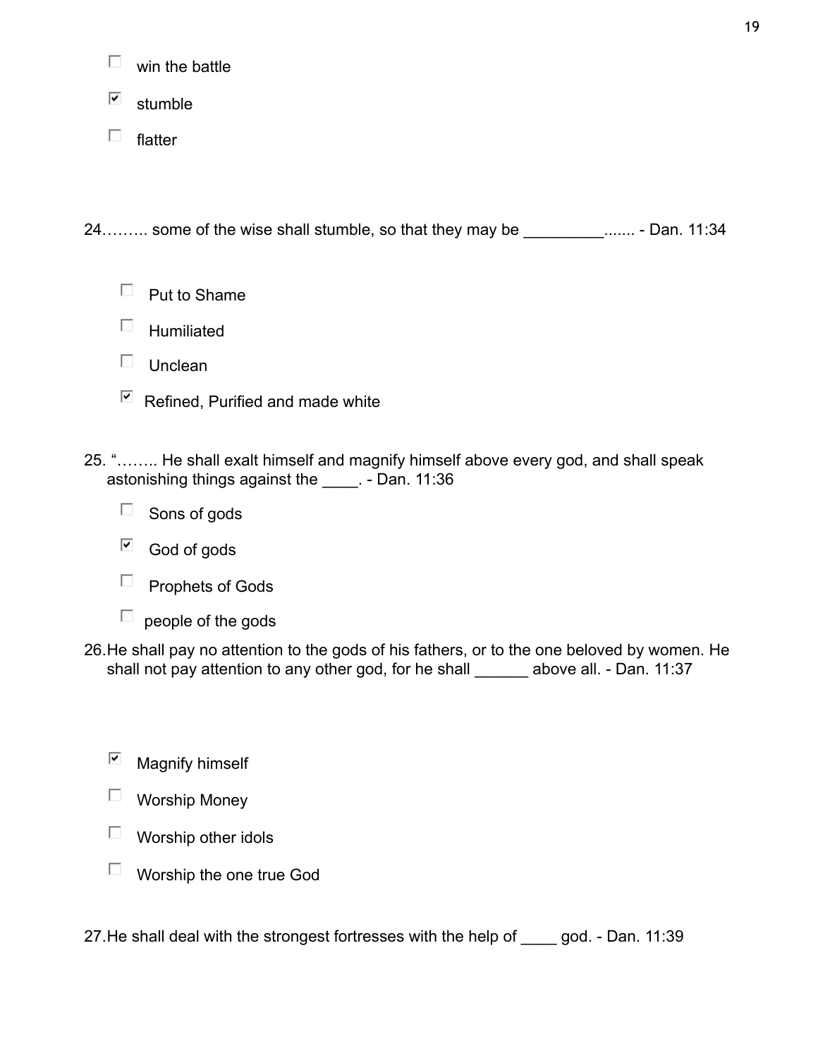- [ ] win the battle
- [x] stumble
- [ ] flatter

24……… some of the wise shall stumble, so that they may be _________....... - Dan. 11:34

- [ ] Put to Shame
- [ ] Humiliated
- [ ] Unclean
- [x] Refined, Purified and made white

25. "…….. He shall exalt himself and magnify himself above every god, and shall speak astonishing things against the ____. - Dan. 11:36

- [ ] Sons of gods
- [x] God of gods
- [ ] Prophets of Gods
- [ ] people of the gods

26. He shall pay no attention to the gods of his fathers, or to the one beloved by women. He shall not pay attention to any other god, for he shall ______ above all. - Dan. 11:37

- [x] Magnify himself
- [ ] Worship Money
- [ ] Worship other idols
- [ ] Worship the one true God

27. He shall deal with the strongest fortresses with the help of ____ god. - Dan. 11:39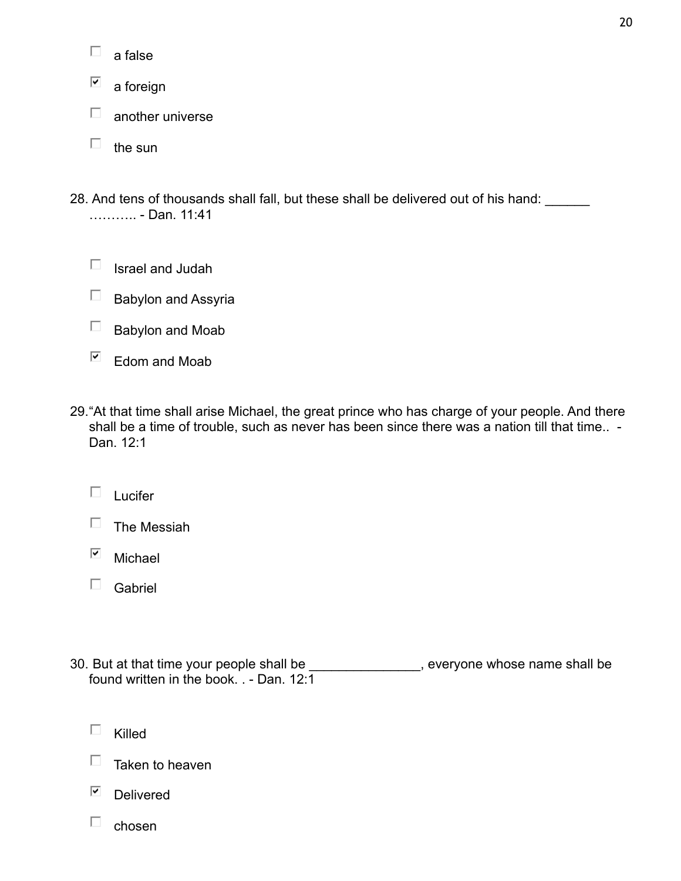- [ ] a false
- [x] a foreign
- [ ] another universe
- [ ] the sun

28. And tens of thousands shall fall, but these shall be delivered out of his hand: ______ ……….. - Dan. 11:41

- [ ] Israel and Judah
- [ ] Babylon and Assyria
- [ ] Babylon and Moab
- [x] Edom and Moab

29. "At that time shall arise Michael, the great prince who has charge of your people. And there shall be a time of trouble, such as never has been since there was a nation till that time.. - Dan. 12:1

- [ ] Lucifer
- [ ] The Messiah
- [x] Michael
- [ ] Gabriel

30. But at that time your people shall be _______________, everyone whose name shall be found written in the book. . - Dan. 12:1

- [ ] Killed
- [ ] Taken to heaven
- [x] Delivered
- [ ] chosen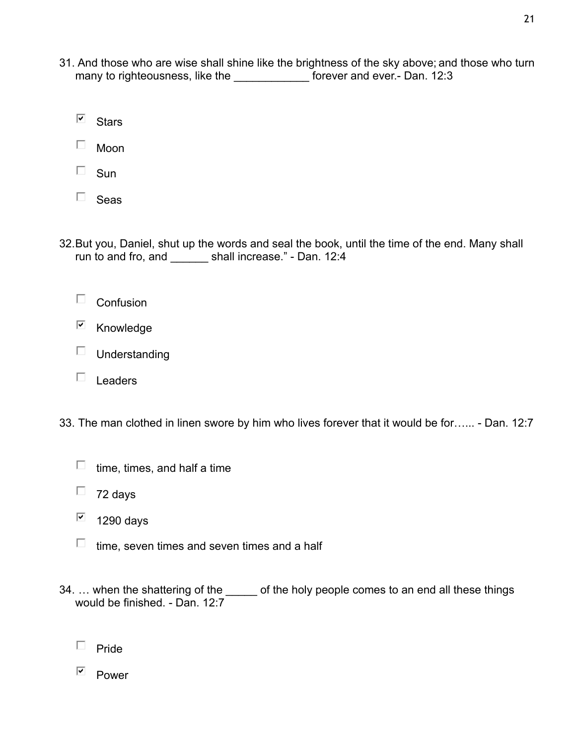31. And those who are wise shall shine like the brightness of the sky above; and those who turn many to righteousness, like the ____________ forever and ever.- Dan. 12:3

- [x] Stars
- [ ] Moon
- [ ] Sun
- [ ] Seas

32.But you, Daniel, shut up the words and seal the book, until the time of the end. Many shall run to and fro, and ______ shall increase." - Dan. 12:4

- [ ] Confusion
- [x] Knowledge
- [ ] Understanding
- [ ] Leaders

33. The man clothed in linen swore by him who lives forever that it would be for…... - Dan. 12:7

- [ ] time, times, and half a time
- [ ] 72 days
- [x] 1290 days
- [ ] time, seven times and seven times and a half

34. … when the shattering of the _____ of the holy people comes to an end all these things would be finished. - Dan. 12:7

- [ ] Pride
- [x] Power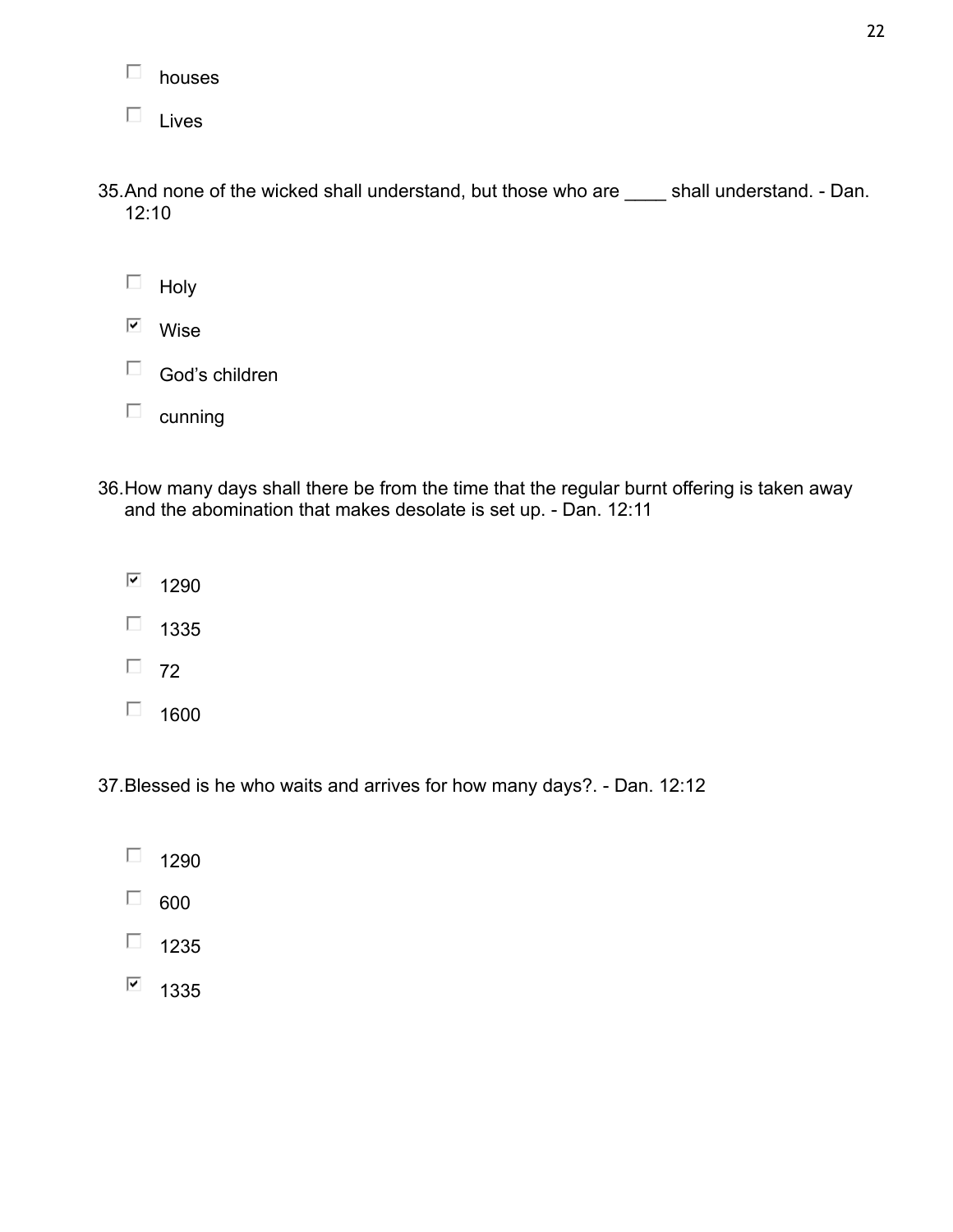- [ ] houses
- [ ] Lives

35. And none of the wicked shall understand, but those who are ____ shall understand. - Dan. 12:10

- [ ] Holy
- [x] Wise
- [ ] God's children
- [ ] cunning

36. How many days shall there be from the time that the regular burnt offering is taken away and the abomination that makes desolate is set up. - Dan. 12:11

- [x] 1290
- [ ] 1335
- [ ] 72
- [ ] 1600

37. Blessed is he who waits and arrives for how many days?. - Dan. 12:12

- [ ] 1290
- [ ] 600
- [ ] 1235
- [x] 1335